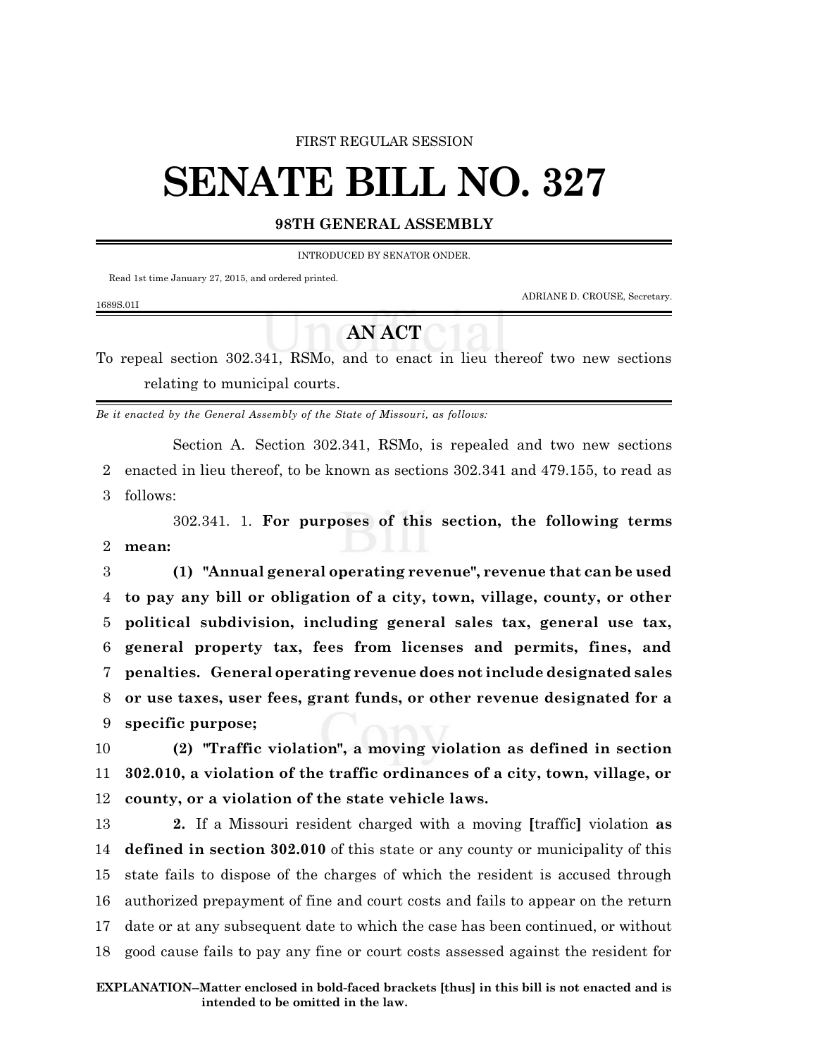FIRST REGULAR SESSION

# SENATE BILL NO. 327

**98TH GENERAL ASSEMBLY**

INTRODUCED BY SENATOR ONDER.

Read 1st time January 27, 2015, and ordered printed.

ADRIANE D. CROUSE, Secretary.

1689S.01I

## AN ACT

To repeal section 302.341, RSMo, and to enact in lieu thereof two new sections relating to municipal courts.

*Be it enacted by the General Assembly of the State of Missouri, as follows:*

Section A. Section 302.341, RSMo, is repealed and two new sections enacted in lieu thereof, to be known as sections 302.341 and 479.155, to read as follows:

302.341. 1. **For purposes of this section, the following terms mean:**

**(1) "Annual general operating revenue", revenue that can be used to pay any bill or obligation of a city, town, village, county, or other political subdivision, including general sales tax, general use tax, general property tax, fees from licenses and permits, fines, and penalties. General operating revenue does not include designated sales or use taxes, user fees, grant funds, or other revenue designated for a specific purpose;**

**(2) "Traffic violation", a moving violation as defined in section 302.010, a violation of the traffic ordinances of a city, town, village, or county, or a violation of the state vehicle laws.**

**2.** If a Missouri resident charged with a moving **[**traffic**]** violation **as defined in section 302.010** of this state or any county or municipality of this state fails to dispose of the charges of which the resident is accused through authorized prepayment of fine and court costs and fails to appear on the return date or at any subsequent date to which the case has been continued, or without good cause fails to pay any fine or court costs assessed against the resident for

**EXPLANATION–Matter enclosed in bold-faced brackets [thus] in this bill is not enacted and is intended to be omitted in the law.**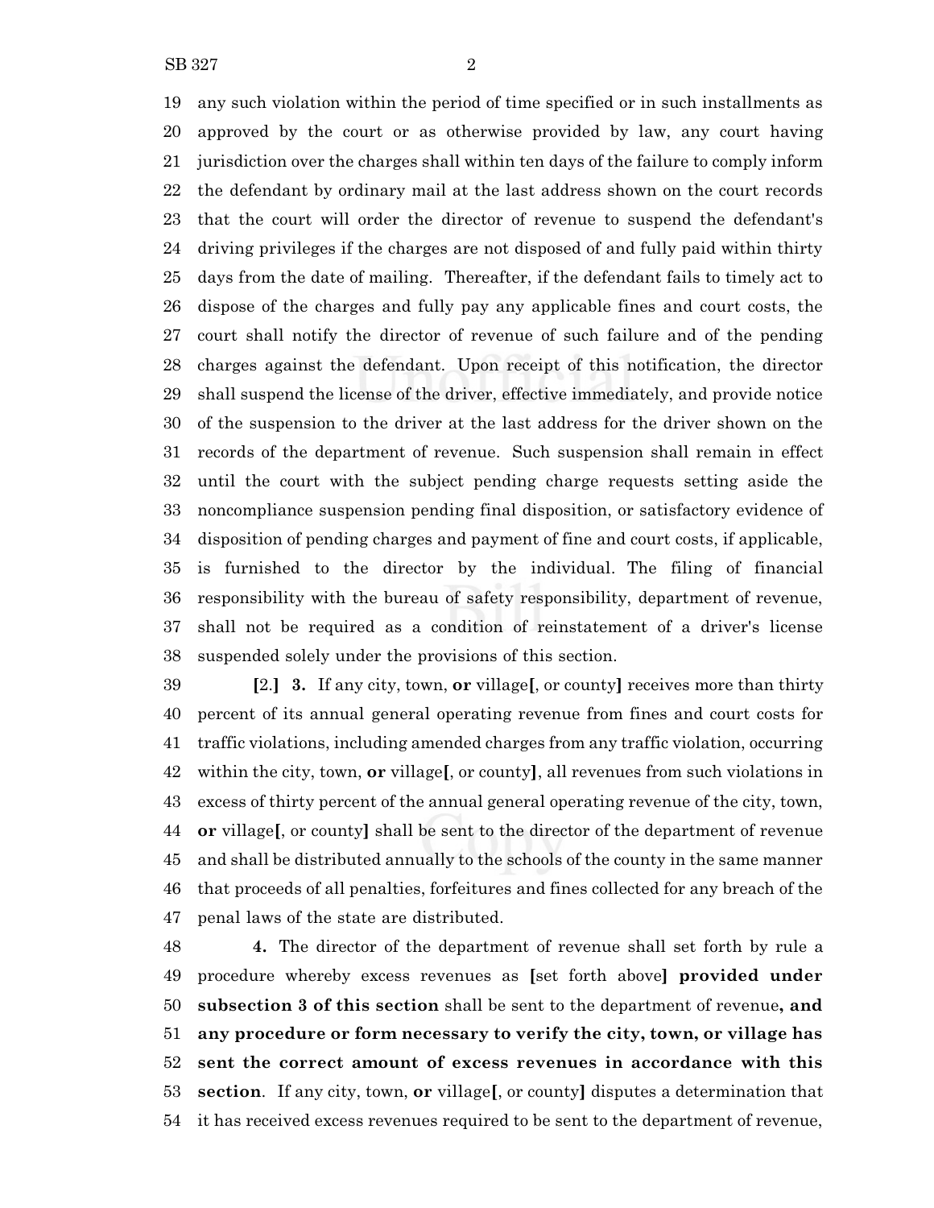any such violation within the period of time specified or in such installments as approved by the court or as otherwise provided by law, any court having jurisdiction over the charges shall within ten days of the failure to comply inform the defendant by ordinary mail at the last address shown on the court records that the court will order the director of revenue to suspend the defendant's driving privileges if the charges are not disposed of and fully paid within thirty days from the date of mailing. Thereafter, if the defendant fails to timely act to dispose of the charges and fully pay any applicable fines and court costs, the court shall notify the director of revenue of such failure and of the pending charges against the defendant. Upon receipt of this notification, the director shall suspend the license of the driver, effective immediately, and provide notice of the suspension to the driver at the last address for the driver shown on the records of the department of revenue. Such suspension shall remain in effect until the court with the subject pending charge requests setting aside the noncompliance suspension pending final disposition, or satisfactory evidence of disposition of pending charges and payment of fine and court costs, if applicable, is furnished to the director by the individual. The filing of financial responsibility with the bureau of safety responsibility, department of revenue, shall not be required as a condition of reinstatement of a driver's license suspended solely under the provisions of this section.

**[**2.**]** **3.** If any city, town, **or** village**[**, or county**]** receives more than thirty percent of its annual general operating revenue from fines and court costs for traffic violations, including amended charges from any traffic violation, occurring within the city, town, **or** village**[**, or county**]**, all revenues from such violations in excess of thirty percent of the annual general operating revenue of the city, town, **or** village**[**, or county**]** shall be sent to the director of the department of revenue and shall be distributed annually to the schools of the county in the same manner that proceeds of all penalties, forfeitures and fines collected for any breach of the penal laws of the state are distributed.

**4.** The director of the department of revenue shall set forth by rule a procedure whereby excess revenues as **[**set forth above**]** **provided under subsection 3 of this section** shall be sent to the department of revenue**, and any procedure or form necessary to verify the city, town, or village has sent the correct amount of excess revenues in accordance with this section**. If any city, town, **or** village**[**, or county**]** disputes a determination that it has received excess revenues required to be sent to the department of revenue,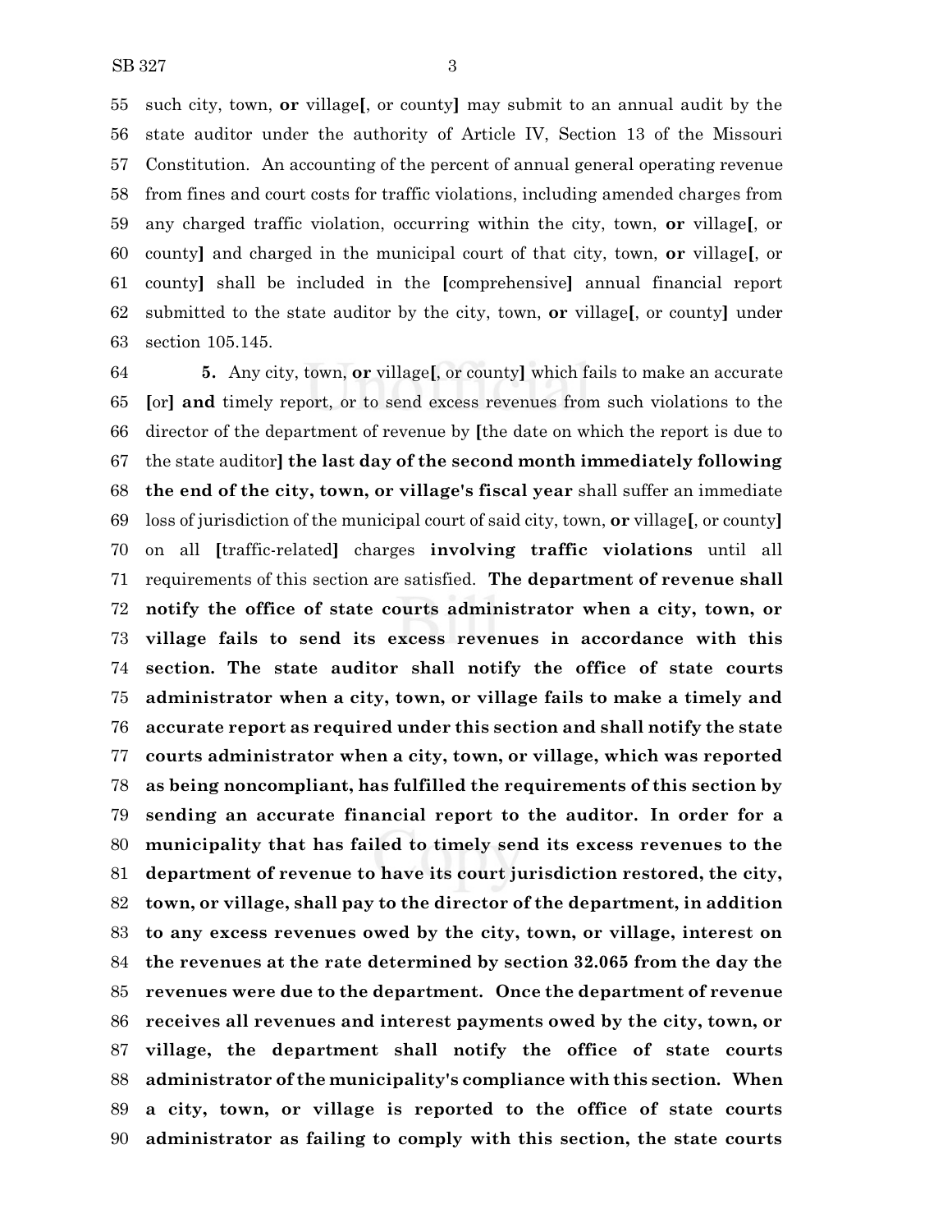55 such city, town, **or** village[, or county] may submit to an annual audit by the
56 state auditor under the authority of Article IV, Section 13 of the Missouri
57 Constitution. An accounting of the percent of annual general operating revenue
58 from fines and court costs for traffic violations, including amended charges from
59 any charged traffic violation, occurring within the city, town, **or** village[, or
60 county] and charged in the municipal court of that city, town, **or** village[, or
61 county] shall be included in the [comprehensive] annual financial report
62 submitted to the state auditor by the city, town, **or** village[, or county] under
63 section 105.145.

64 **5.** Any city, town, **or** village[, or county] which fails to make an accurate
65 [or] **and** timely report, or to send excess revenues from such violations to the
66 director of the department of revenue by [the date on which the report is due to
67 the state auditor] **the last day of the second month immediately following**
68 **the end of the city, town, or village's fiscal year** shall suffer an immediate
69 loss of jurisdiction of the municipal court of said city, town, **or** village[, or county]
70 on all [traffic-related] charges **involving traffic violations** until all
71 requirements of this section are satisfied. **The department of revenue shall**
72 **notify the office of state courts administrator when a city, town, or**
73 **village fails to send its excess revenues in accordance with this**
74 **section. The state auditor shall notify the office of state courts**
75 **administrator when a city, town, or village fails to make a timely and**
76 **accurate report as required under this section and shall notify the state**
77 **courts administrator when a city, town, or village, which was reported**
78 **as being noncompliant, has fulfilled the requirements of this section by**
79 **sending an accurate financial report to the auditor. In order for a**
80 **municipality that has failed to timely send its excess revenues to the**
81 **department of revenue to have its court jurisdiction restored, the city,**
82 **town, or village, shall pay to the director of the department, in addition**
83 **to any excess revenues owed by the city, town, or village, interest on**
84 **the revenues at the rate determined by section 32.065 from the day the**
85 **revenues were due to the department. Once the department of revenue**
86 **receives all revenues and interest payments owed by the city, town, or**
87 **village, the department shall notify the office of state courts**
88 **administrator of the municipality's compliance with this section. When**
89 **a city, town, or village is reported to the office of state courts**
90 **administrator as failing to comply with this section, the state courts**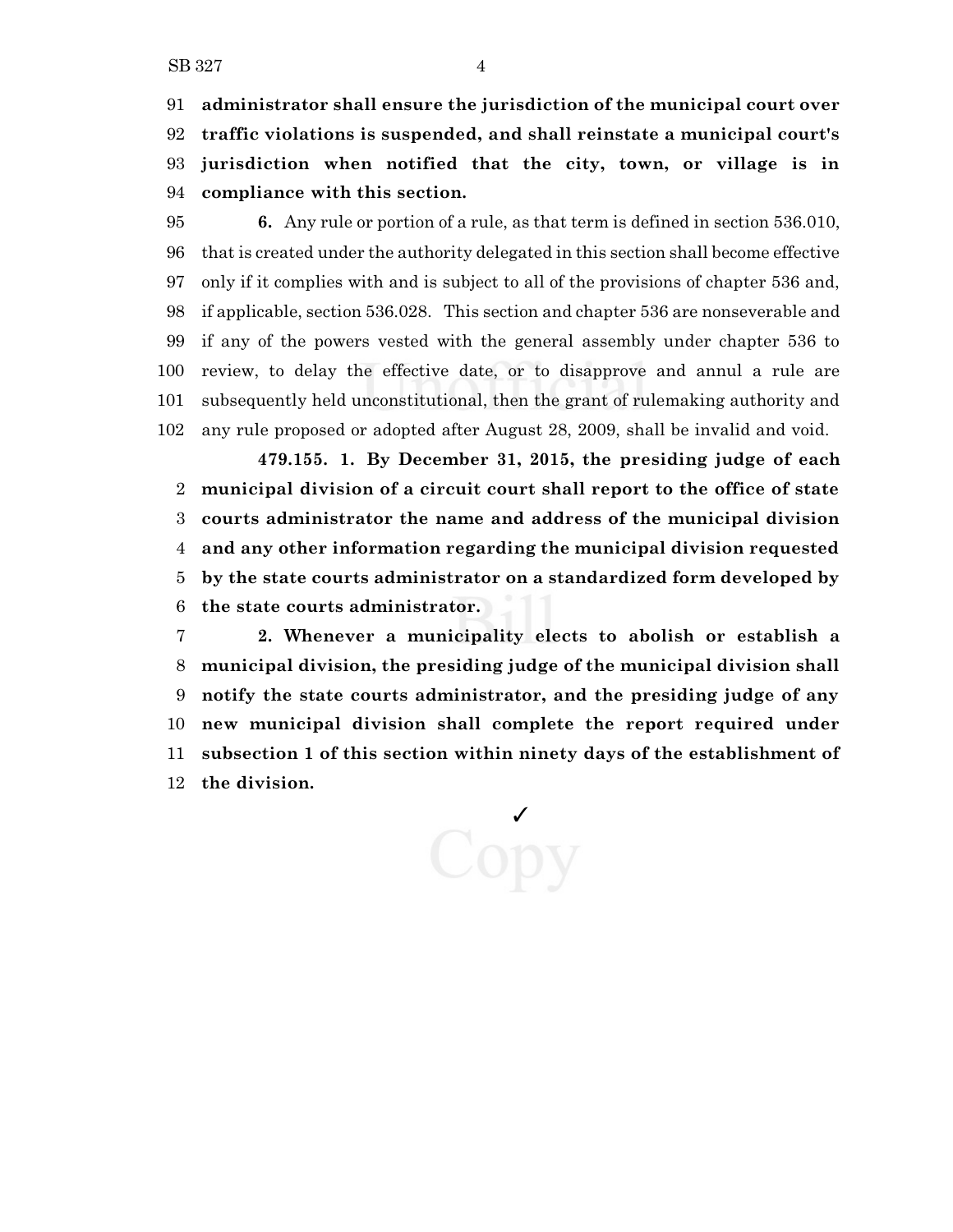**administrator shall ensure the jurisdiction of the municipal court over traffic violations is suspended, and shall reinstate a municipal court's jurisdiction when notified that the city, town, or village is in compliance with this section.**

**6.** Any rule or portion of a rule, as that term is defined in section 536.010, that is created under the authority delegated in this section shall become effective only if it complies with and is subject to all of the provisions of chapter 536 and, if applicable, section 536.028. This section and chapter 536 are nonseverable and if any of the powers vested with the general assembly under chapter 536 to review, to delay the effective date, or to disapprove and annul a rule are subsequently held unconstitutional, then the grant of rulemaking authority and any rule proposed or adopted after August 28, 2009, shall be invalid and void.

**479.155. 1. By December 31, 2015, the presiding judge of each municipal division of a circuit court shall report to the office of state courts administrator the name and address of the municipal division and any other information regarding the municipal division requested by the state courts administrator on a standardized form developed by the state courts administrator.**

**2. Whenever a municipality elects to abolish or establish a municipal division, the presiding judge of the municipal division shall notify the state courts administrator, and the presiding judge of any new municipal division shall complete the report required under subsection 1 of this section within ninety days of the establishment of the division.**

✓